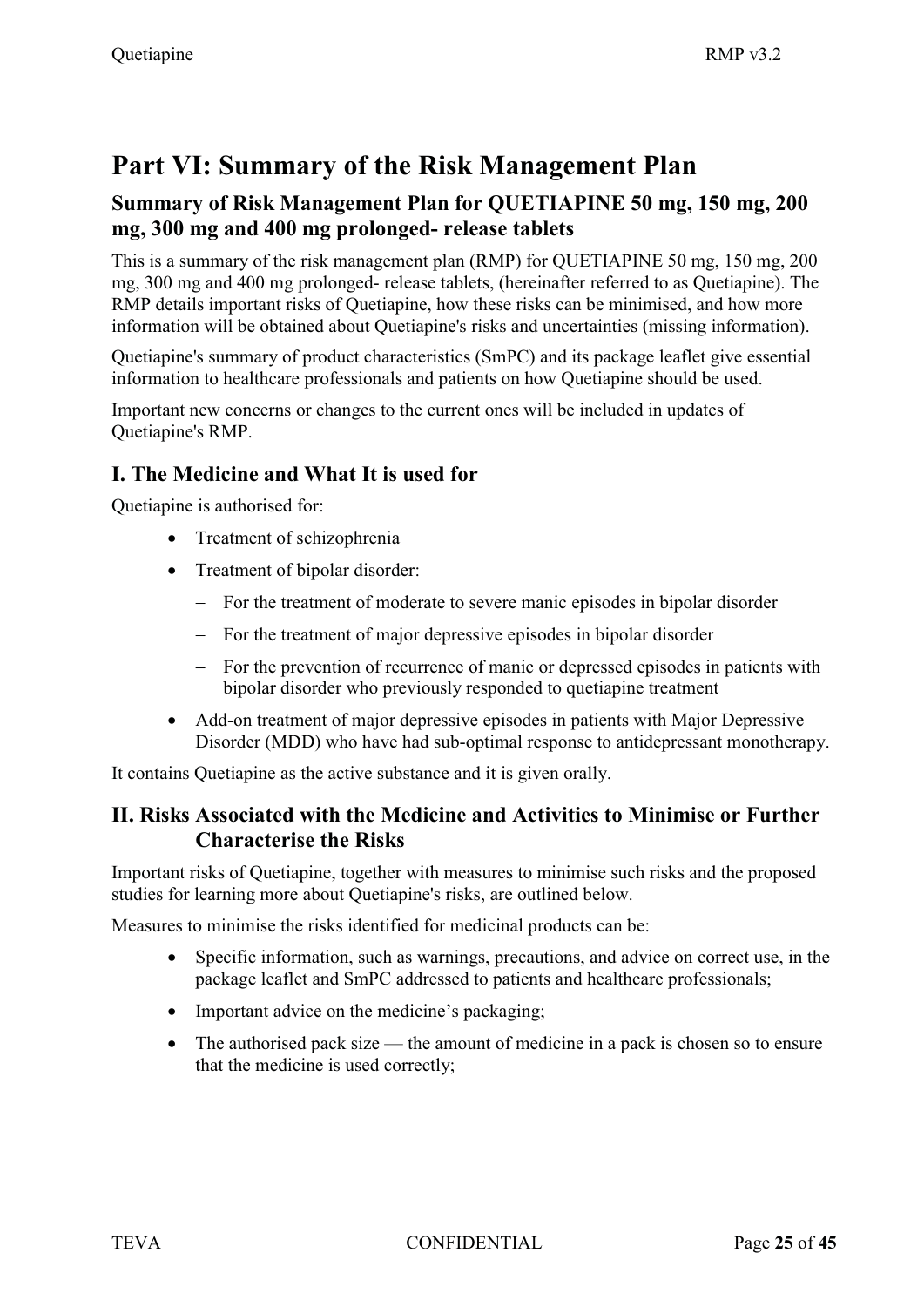# Part VI: Summary of the Risk Management Plan

## Summary of Risk Management Plan for QUETIAPINE 50 mg, 150 mg, 200 mg, 300 mg and 400 mg prolonged- release tablets

This is a summary of the risk management plan (RMP) for QUETIAPINE 50 mg, 150 mg, 200 mg, 300 mg and 400 mg prolonged- release tablets, (hereinafter referred to as Quetiapine). The RMP details important risks of Quetiapine, how these risks can be minimised, and how more information will be obtained about Quetiapine's risks and uncertainties (missing information).

Quetiapine's summary of product characteristics (SmPC) and its package leaflet give essential information to healthcare professionals and patients on how Quetiapine should be used.

Important new concerns or changes to the current ones will be included in updates of Quetiapine's RMP.

## I. The Medicine and What It is used for

Quetiapine is authorised for:

- Treatment of schizophrenia
- Treatment of bipolar disorder:
  - For the treatment of moderate to severe manic episodes in bipolar disorder
  - For the treatment of major depressive episodes in bipolar disorder
  - For the prevention of recurrence of manic or depressed episodes in patients with bipolar disorder who previously responded to quetiapine treatment
- Add-on treatment of major depressive episodes in patients with Major Depressive Disorder (MDD) who have had sub-optimal response to antidepressant monotherapy.

It contains Quetiapine as the active substance and it is given orally.

## II. Risks Associated with the Medicine and Activities to Minimise or Further Characterise the Risks

Important risks of Quetiapine, together with measures to minimise such risks and the proposed studies for learning more about Quetiapine's risks, are outlined below.

Measures to minimise the risks identified for medicinal products can be:

- Specific information, such as warnings, precautions, and advice on correct use, in the package leaflet and SmPC addressed to patients and healthcare professionals;
- Important advice on the medicine's packaging;
- The authorised pack size — the amount of medicine in a pack is chosen so to ensure that the medicine is used correctly;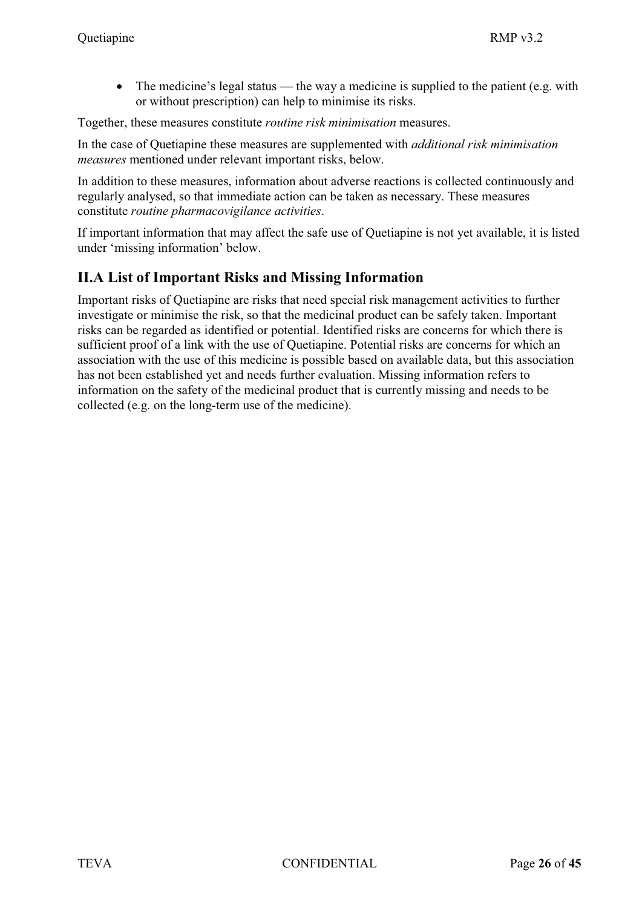- The medicine's legal status — the way a medicine is supplied to the patient (e.g. with or without prescription) can help to minimise its risks.

Together, these measures constitute *routine risk minimisation* measures.

In the case of Quetiapine these measures are supplemented with *additional risk minimisation measures* mentioned under relevant important risks, below.

In addition to these measures, information about adverse reactions is collected continuously and regularly analysed, so that immediate action can be taken as necessary. These measures constitute *routine pharmacovigilance activities*.

If important information that may affect the safe use of Quetiapine is not yet available, it is listed under 'missing information' below.

## II.A List of Important Risks and Missing Information

Important risks of Quetiapine are risks that need special risk management activities to further investigate or minimise the risk, so that the medicinal product can be safely taken. Important risks can be regarded as identified or potential. Identified risks are concerns for which there is sufficient proof of a link with the use of Quetiapine. Potential risks are concerns for which an association with the use of this medicine is possible based on available data, but this association has not been established yet and needs further evaluation. Missing information refers to information on the safety of the medicinal product that is currently missing and needs to be collected (e.g. on the long-term use of the medicine).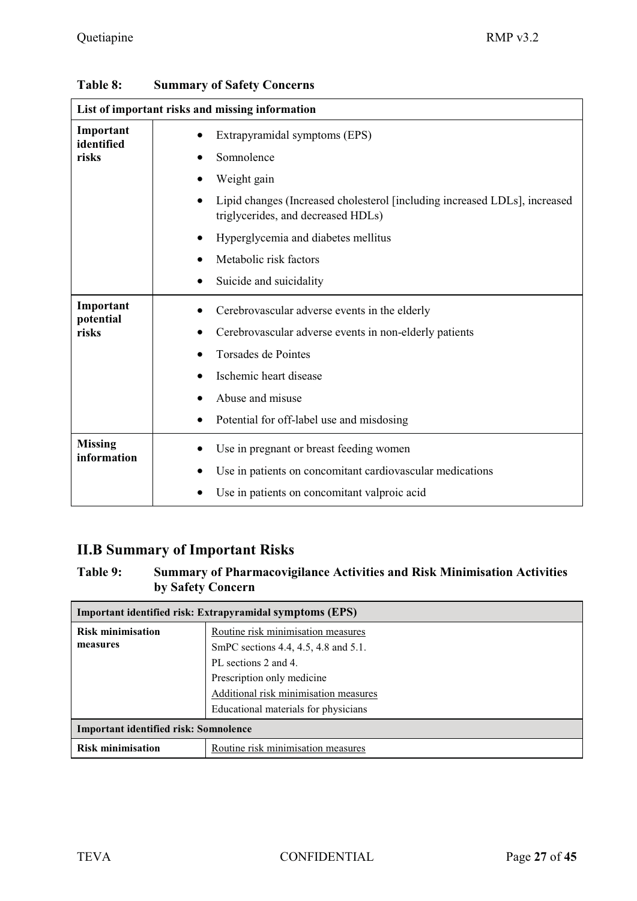**Table 8: Summary of Safety Concerns**

| List of important risks and missing information | |
|---|---|
| **Important identified risks** | • Extrapyramidal symptoms (EPS)<br>• Somnolence<br>• Weight gain<br>• Lipid changes (Increased cholesterol [including increased LDLs], increased triglycerides, and decreased HDLs)<br>• Hyperglycemia and diabetes mellitus<br>• Metabolic risk factors<br>• Suicide and suicidality |
| **Important potential risks** | • Cerebrovascular adverse events in the elderly<br>• Cerebrovascular adverse events in non-elderly patients<br>• Torsades de Pointes<br>• Ischemic heart disease<br>• Abuse and misuse<br>• Potential for off-label use and misdosing |
| **Missing information** | • Use in pregnant or breast feeding women<br>• Use in patients on concomitant cardiovascular medications<br>• Use in patients on concomitant valproic acid |

## II.B Summary of Important Risks

**Table 9: Summary of Pharmacovigilance Activities and Risk Minimisation Activities by Safety Concern**

| Important identified risk: Extrapyramidal symptoms (EPS) | |
|---|---|
| **Risk minimisation measures** | Routine risk minimisation measures<br>SmPC sections 4.4, 4.5, 4.8 and 5.1.<br>PL sections 2 and 4.<br>Prescription only medicine<br>Additional risk minimisation measures<br>Educational materials for physicians |
| **Important identified risk: Somnolence** | |
| **Risk minimisation** | Routine risk minimisation measures |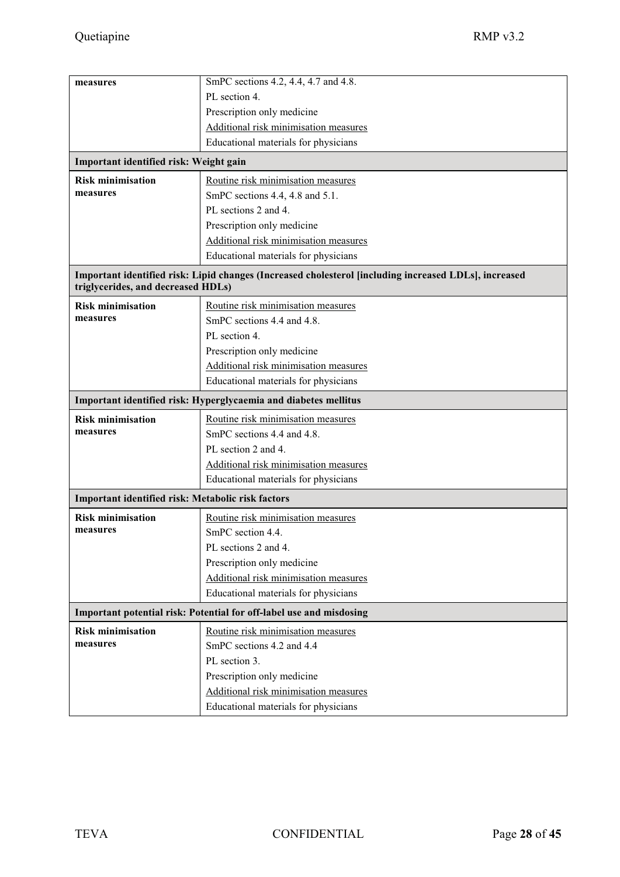| | |
|---|---|
| **measures** | SmPC sections 4.2, 4.4, 4.7 and 4.8.<br>PL section 4.<br>Prescription only medicine<br>Additional risk minimisation measures<br>Educational materials for physicians |
| **Important identified risk: Weight gain** | |
| **Risk minimisation measures** | Routine risk minimisation measures<br>SmPC sections 4.4, 4.8 and 5.1.<br>PL sections 2 and 4.<br>Prescription only medicine<br>Additional risk minimisation measures<br>Educational materials for physicians |
| **Important identified risk: Lipid changes (Increased cholesterol [including increased LDLs], increased triglycerides, and decreased HDLs)** | |
| **Risk minimisation measures** | Routine risk minimisation measures<br>SmPC sections 4.4 and 4.8.<br>PL section 4.<br>Prescription only medicine<br>Additional risk minimisation measures<br>Educational materials for physicians |
| **Important identified risk: Hyperglycaemia and diabetes mellitus** | |
| **Risk minimisation measures** | Routine risk minimisation measures<br>SmPC sections 4.4 and 4.8.<br>PL section 2 and 4.<br>Additional risk minimisation measures<br>Educational materials for physicians |
| **Important identified risk: Metabolic risk factors** | |
| **Risk minimisation measures** | Routine risk minimisation measures<br>SmPC section 4.4.<br>PL sections 2 and 4.<br>Prescription only medicine<br>Additional risk minimisation measures<br>Educational materials for physicians |
| **Important potential risk: Potential for off-label use and misdosing** | |
| **Risk minimisation measures** | Routine risk minimisation measures<br>SmPC sections 4.2 and 4.4<br>PL section 3.<br>Prescription only medicine<br>Additional risk minimisation measures<br>Educational materials for physicians |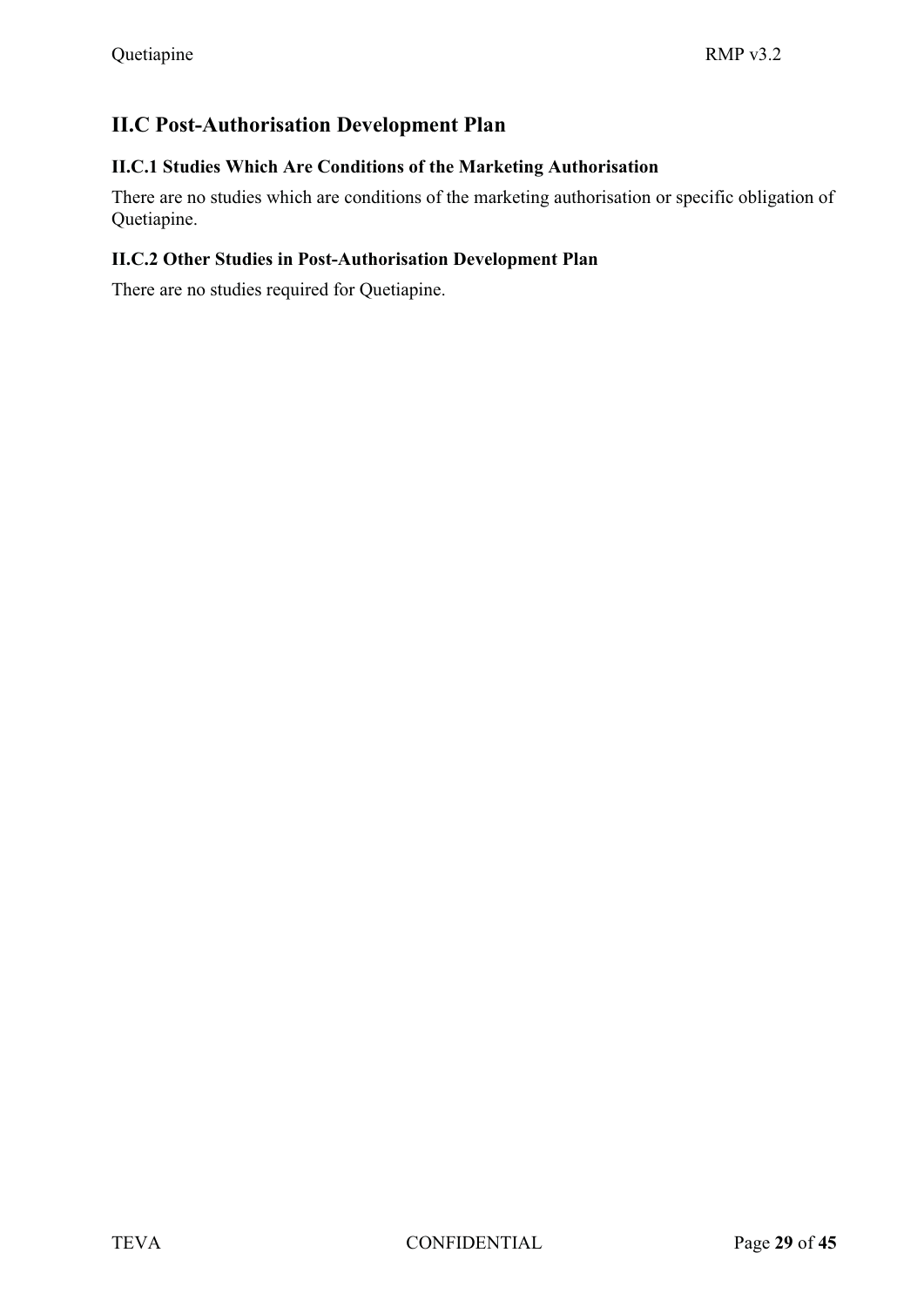## II.C Post-Authorisation Development Plan

### II.C.1 Studies Which Are Conditions of the Marketing Authorisation

There are no studies which are conditions of the marketing authorisation or specific obligation of Quetiapine.

### II.C.2 Other Studies in Post-Authorisation Development Plan

There are no studies required for Quetiapine.